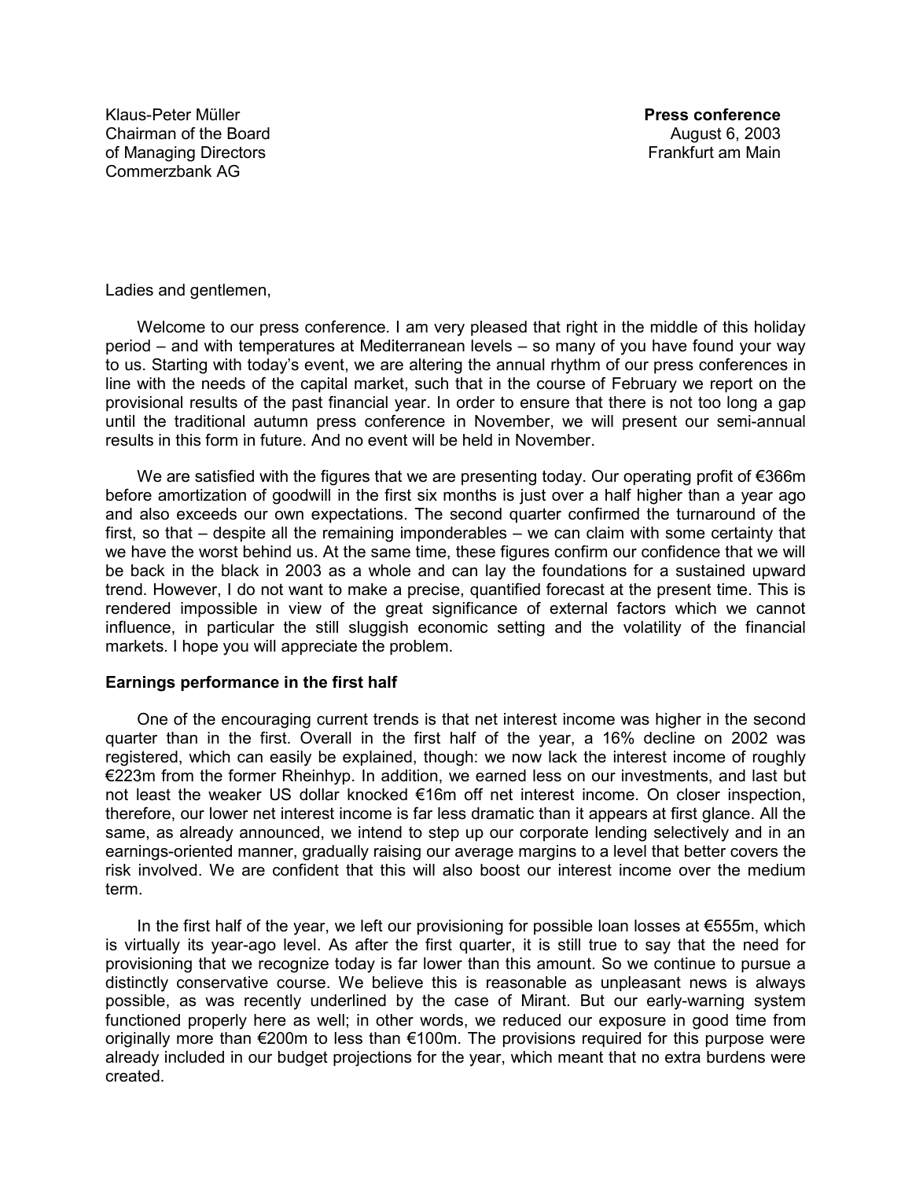Klaus-Peter Müller
Chairman of the Board
of Managing Directors
Commerzbank AG

**Press conference**
August 6, 2003
Frankfurt am Main

Ladies and gentlemen,

Welcome to our press conference. I am very pleased that right in the middle of this holiday period – and with temperatures at Mediterranean levels – so many of you have found your way to us. Starting with today's event, we are altering the annual rhythm of our press conferences in line with the needs of the capital market, such that in the course of February we report on the provisional results of the past financial year. In order to ensure that there is not too long a gap until the traditional autumn press conference in November, we will present our semi-annual results in this form in future. And no event will be held in November.

We are satisfied with the figures that we are presenting today. Our operating profit of €366m before amortization of goodwill in the first six months is just over a half higher than a year ago and also exceeds our own expectations. The second quarter confirmed the turnaround of the first, so that – despite all the remaining imponderables – we can claim with some certainty that we have the worst behind us. At the same time, these figures confirm our confidence that we will be back in the black in 2003 as a whole and can lay the foundations for a sustained upward trend. However, I do not want to make a precise, quantified forecast at the present time. This is rendered impossible in view of the great significance of external factors which we cannot influence, in particular the still sluggish economic setting and the volatility of the financial markets. I hope you will appreciate the problem.

**Earnings performance in the first half**

One of the encouraging current trends is that net interest income was higher in the second quarter than in the first. Overall in the first half of the year, a 16% decline on 2002 was registered, which can easily be explained, though: we now lack the interest income of roughly €223m from the former Rheinhyp. In addition, we earned less on our investments, and last but not least the weaker US dollar knocked €16m off net interest income. On closer inspection, therefore, our lower net interest income is far less dramatic than it appears at first glance. All the same, as already announced, we intend to step up our corporate lending selectively and in an earnings-oriented manner, gradually raising our average margins to a level that better covers the risk involved. We are confident that this will also boost our interest income over the medium term.

In the first half of the year, we left our provisioning for possible loan losses at €555m, which is virtually its year-ago level. As after the first quarter, it is still true to say that the need for provisioning that we recognize today is far lower than this amount. So we continue to pursue a distinctly conservative course. We believe this is reasonable as unpleasant news is always possible, as was recently underlined by the case of Mirant. But our early-warning system functioned properly here as well; in other words, we reduced our exposure in good time from originally more than €200m to less than €100m. The provisions required for this purpose were already included in our budget projections for the year, which meant that no extra burdens were created.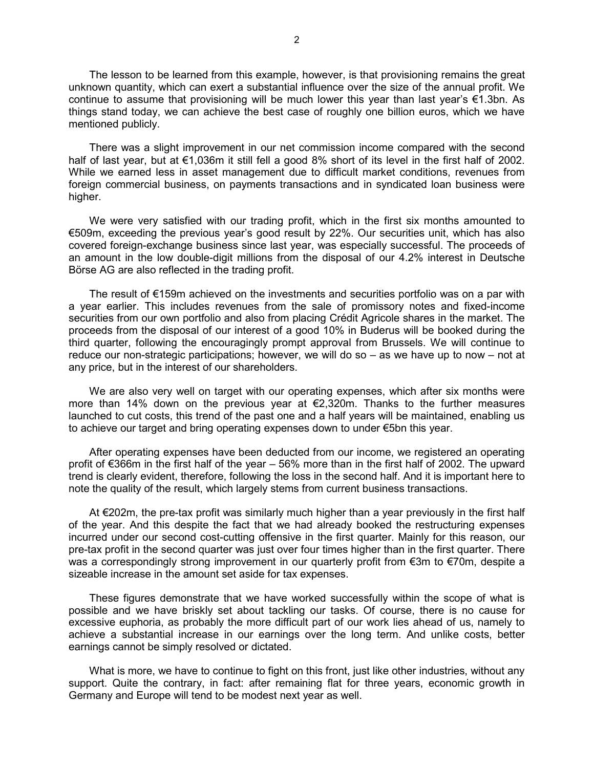The lesson to be learned from this example, however, is that provisioning remains the great unknown quantity, which can exert a substantial influence over the size of the annual profit. We continue to assume that provisioning will be much lower this year than last year's €1.3bn. As things stand today, we can achieve the best case of roughly one billion euros, which we have mentioned publicly.

There was a slight improvement in our net commission income compared with the second half of last year, but at €1,036m it still fell a good 8% short of its level in the first half of 2002. While we earned less in asset management due to difficult market conditions, revenues from foreign commercial business, on payments transactions and in syndicated loan business were higher.

We were very satisfied with our trading profit, which in the first six months amounted to €509m, exceeding the previous year's good result by 22%. Our securities unit, which has also covered foreign-exchange business since last year, was especially successful. The proceeds of an amount in the low double-digit millions from the disposal of our 4.2% interest in Deutsche Börse AG are also reflected in the trading profit.

The result of €159m achieved on the investments and securities portfolio was on a par with a year earlier. This includes revenues from the sale of promissory notes and fixed-income securities from our own portfolio and also from placing Crédit Agricole shares in the market. The proceeds from the disposal of our interest of a good 10% in Buderus will be booked during the third quarter, following the encouragingly prompt approval from Brussels. We will continue to reduce our non-strategic participations; however, we will do so – as we have up to now – not at any price, but in the interest of our shareholders.

We are also very well on target with our operating expenses, which after six months were more than 14% down on the previous year at €2,320m. Thanks to the further measures launched to cut costs, this trend of the past one and a half years will be maintained, enabling us to achieve our target and bring operating expenses down to under €5bn this year.

After operating expenses have been deducted from our income, we registered an operating profit of €366m in the first half of the year – 56% more than in the first half of 2002. The upward trend is clearly evident, therefore, following the loss in the second half. And it is important here to note the quality of the result, which largely stems from current business transactions.

At €202m, the pre-tax profit was similarly much higher than a year previously in the first half of the year. And this despite the fact that we had already booked the restructuring expenses incurred under our second cost-cutting offensive in the first quarter. Mainly for this reason, our pre-tax profit in the second quarter was just over four times higher than in the first quarter. There was a correspondingly strong improvement in our quarterly profit from €3m to €70m, despite a sizeable increase in the amount set aside for tax expenses.

These figures demonstrate that we have worked successfully within the scope of what is possible and we have briskly set about tackling our tasks. Of course, there is no cause for excessive euphoria, as probably the more difficult part of our work lies ahead of us, namely to achieve a substantial increase in our earnings over the long term. And unlike costs, better earnings cannot be simply resolved or dictated.

What is more, we have to continue to fight on this front, just like other industries, without any support. Quite the contrary, in fact: after remaining flat for three years, economic growth in Germany and Europe will tend to be modest next year as well.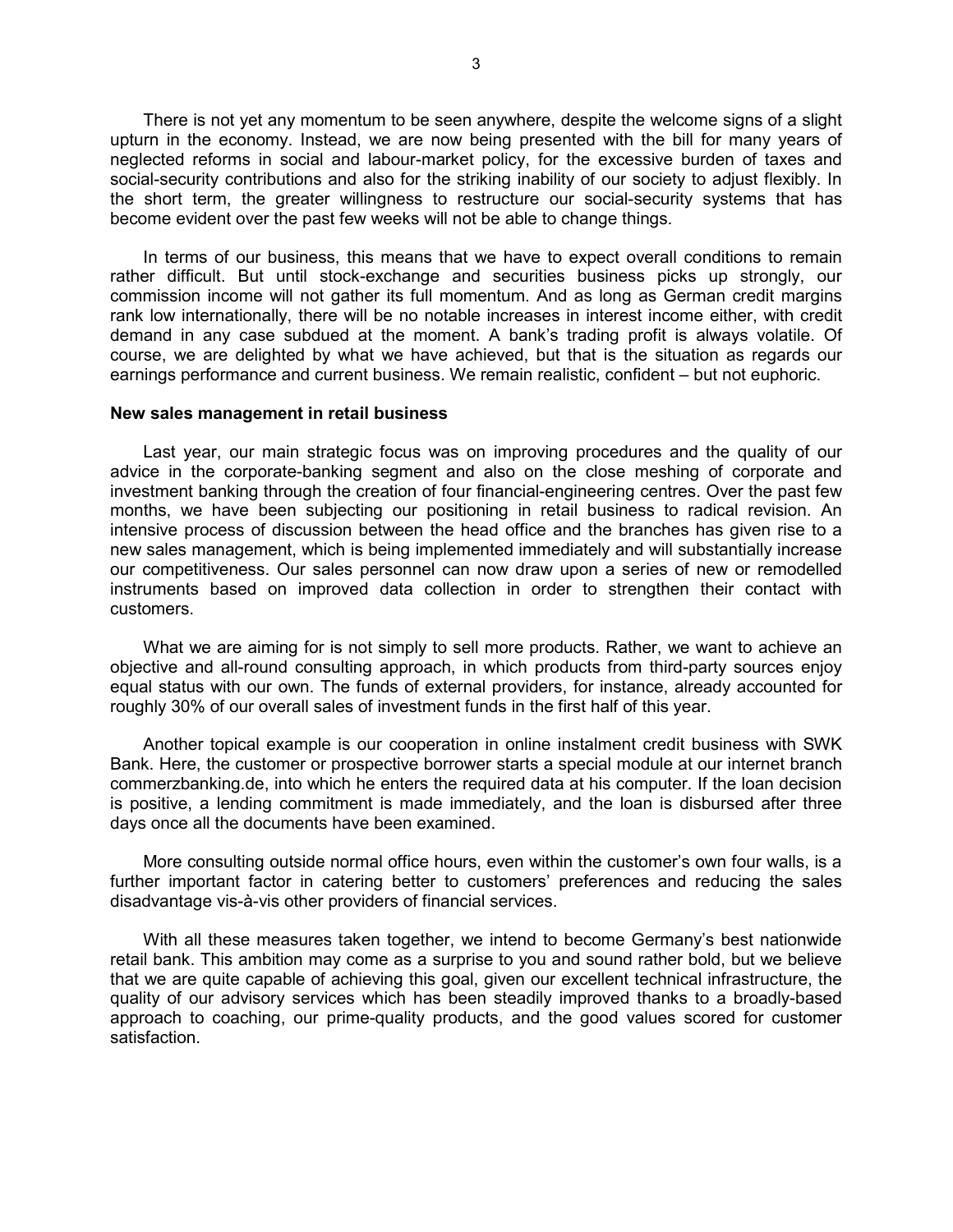There is not yet any momentum to be seen anywhere, despite the welcome signs of a slight upturn in the economy. Instead, we are now being presented with the bill for many years of neglected reforms in social and labour-market policy, for the excessive burden of taxes and social-security contributions and also for the striking inability of our society to adjust flexibly. In the short term, the greater willingness to restructure our social-security systems that has become evident over the past few weeks will not be able to change things.

In terms of our business, this means that we have to expect overall conditions to remain rather difficult. But until stock-exchange and securities business picks up strongly, our commission income will not gather its full momentum. And as long as German credit margins rank low internationally, there will be no notable increases in interest income either, with credit demand in any case subdued at the moment. A bank's trading profit is always volatile. Of course, we are delighted by what we have achieved, but that is the situation as regards our earnings performance and current business. We remain realistic, confident – but not euphoric.

**New sales management in retail business**

Last year, our main strategic focus was on improving procedures and the quality of our advice in the corporate-banking segment and also on the close meshing of corporate and investment banking through the creation of four financial-engineering centres. Over the past few months, we have been subjecting our positioning in retail business to radical revision. An intensive process of discussion between the head office and the branches has given rise to a new sales management, which is being implemented immediately and will substantially increase our competitiveness. Our sales personnel can now draw upon a series of new or remodelled instruments based on improved data collection in order to strengthen their contact with customers.

What we are aiming for is not simply to sell more products. Rather, we want to achieve an objective and all-round consulting approach, in which products from third-party sources enjoy equal status with our own. The funds of external providers, for instance, already accounted for roughly 30% of our overall sales of investment funds in the first half of this year.

Another topical example is our cooperation in online instalment credit business with SWK Bank. Here, the customer or prospective borrower starts a special module at our internet branch commerzbanking.de, into which he enters the required data at his computer. If the loan decision is positive, a lending commitment is made immediately, and the loan is disbursed after three days once all the documents have been examined.

More consulting outside normal office hours, even within the customer's own four walls, is a further important factor in catering better to customers' preferences and reducing the sales disadvantage vis-à-vis other providers of financial services.

With all these measures taken together, we intend to become Germany's best nationwide retail bank. This ambition may come as a surprise to you and sound rather bold, but we believe that we are quite capable of achieving this goal, given our excellent technical infrastructure, the quality of our advisory services which has been steadily improved thanks to a broadly-based approach to coaching, our prime-quality products, and the good values scored for customer satisfaction.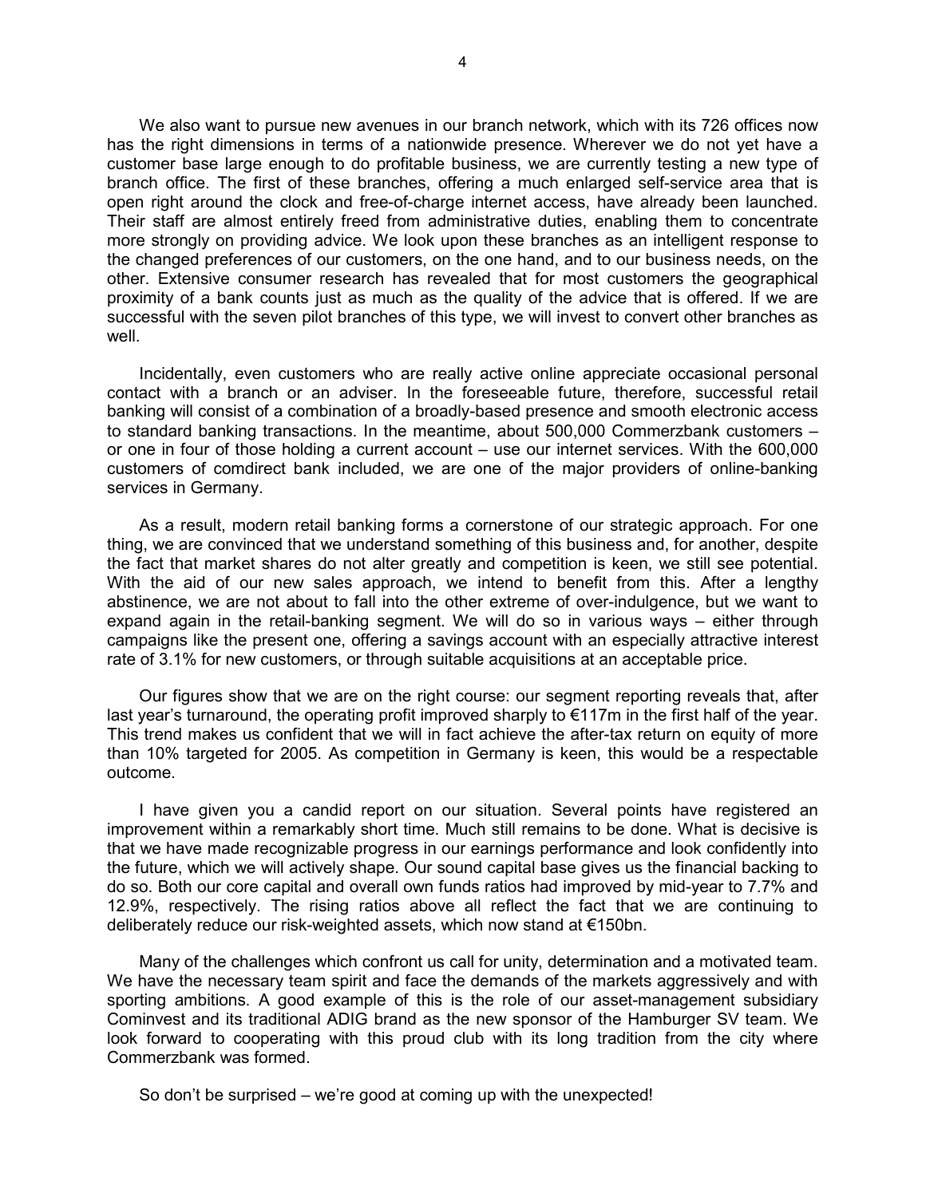We also want to pursue new avenues in our branch network, which with its 726 offices now has the right dimensions in terms of a nationwide presence. Wherever we do not yet have a customer base large enough to do profitable business, we are currently testing a new type of branch office. The first of these branches, offering a much enlarged self-service area that is open right around the clock and free-of-charge internet access, have already been launched. Their staff are almost entirely freed from administrative duties, enabling them to concentrate more strongly on providing advice. We look upon these branches as an intelligent response to the changed preferences of our customers, on the one hand, and to our business needs, on the other. Extensive consumer research has revealed that for most customers the geographical proximity of a bank counts just as much as the quality of the advice that is offered. If we are successful with the seven pilot branches of this type, we will invest to convert other branches as well.

Incidentally, even customers who are really active online appreciate occasional personal contact with a branch or an adviser. In the foreseeable future, therefore, successful retail banking will consist of a combination of a broadly-based presence and smooth electronic access to standard banking transactions. In the meantime, about 500,000 Commerzbank customers – or one in four of those holding a current account – use our internet services. With the 600,000 customers of comdirect bank included, we are one of the major providers of online-banking services in Germany.

As a result, modern retail banking forms a cornerstone of our strategic approach. For one thing, we are convinced that we understand something of this business and, for another, despite the fact that market shares do not alter greatly and competition is keen, we still see potential. With the aid of our new sales approach, we intend to benefit from this. After a lengthy abstinence, we are not about to fall into the other extreme of over-indulgence, but we want to expand again in the retail-banking segment. We will do so in various ways – either through campaigns like the present one, offering a savings account with an especially attractive interest rate of 3.1% for new customers, or through suitable acquisitions at an acceptable price.

Our figures show that we are on the right course: our segment reporting reveals that, after last year's turnaround, the operating profit improved sharply to €117m in the first half of the year. This trend makes us confident that we will in fact achieve the after-tax return on equity of more than 10% targeted for 2005. As competition in Germany is keen, this would be a respectable outcome.

I have given you a candid report on our situation. Several points have registered an improvement within a remarkably short time. Much still remains to be done. What is decisive is that we have made recognizable progress in our earnings performance and look confidently into the future, which we will actively shape. Our sound capital base gives us the financial backing to do so. Both our core capital and overall own funds ratios had improved by mid-year to 7.7% and 12.9%, respectively. The rising ratios above all reflect the fact that we are continuing to deliberately reduce our risk-weighted assets, which now stand at €150bn.

Many of the challenges which confront us call for unity, determination and a motivated team. We have the necessary team spirit and face the demands of the markets aggressively and with sporting ambitions. A good example of this is the role of our asset-management subsidiary Cominvest and its traditional ADIG brand as the new sponsor of the Hamburger SV team. We look forward to cooperating with this proud club with its long tradition from the city where Commerzbank was formed.

So don't be surprised – we're good at coming up with the unexpected!